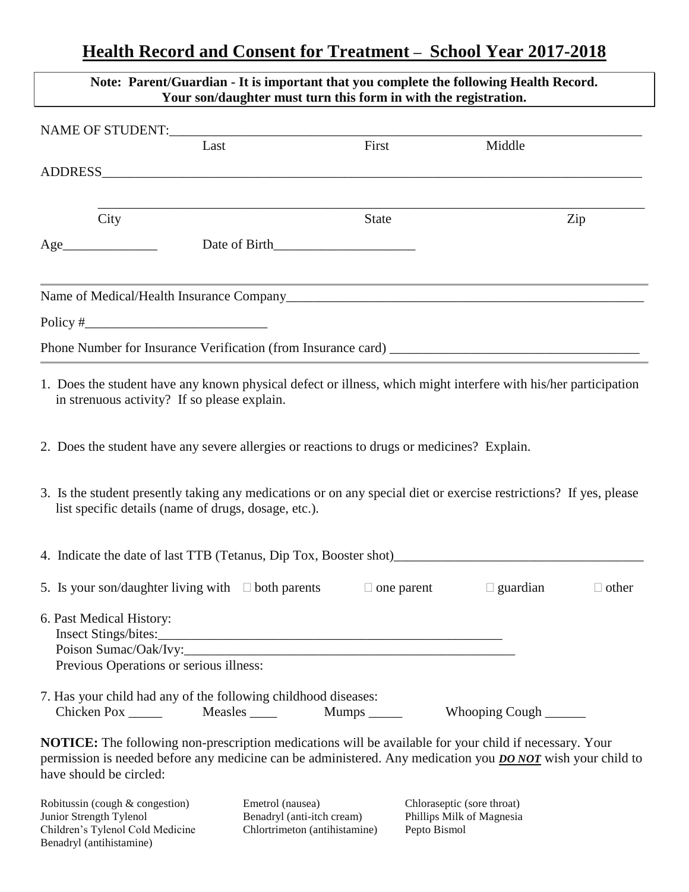# Health Record and Consent for Treatment – School Year 2017-2018

**Note: Parent/Guardian - It is important that you complete the following Health Record. Your son/daughter must turn this form in with the registration.**

NAME OF STUDENT:_______________________________________________
Last                    First                    Middle

ADDRESS_______________________________________________________

_______________________________________________________________
City                    State                    Zip

Age_______________ Date of Birth_____________________

---

Name of Medical/Health Insurance Company_____________________________

Policy #___________________________

Phone Number for Insurance Verification (from Insurance card) _____________________

---

1. Does the student have any known physical defect or illness, which might interfere with his/her participation in strenuous activity? If so please explain.

2. Does the student have any severe allergies or reactions to drugs or medicines? Explain.

3. Is the student presently taking any medications or on any special diet or exercise restrictions? If yes, please list specific details (name of drugs, dosage, etc.).

4. Indicate the date of last TTB (Tetanus, Dip Tox, Booster shot)_____________________

5. Is your son/daughter living with ☐ both parents ☐ one parent ☐ guardian ☐ other

6. Past Medical History:
   Insect Stings/bites:_____________________________________
   Poison Sumac/Oak/Ivy:___________________________________
   Previous Operations or serious illness:

7. Has your child had any of the following childhood diseases:
   Chicken Pox _____ Measles ____ Mumps _____ Whooping Cough ______

**NOTICE:** The following non-prescription medications will be available for your child if necessary. Your permission is needed before any medicine can be administered. Any medication you ***DO NOT*** wish your child to have should be circled:

Robitussin (cough & congestion)
Junior Strength Tylenol
Children's Tylenol Cold Medicine
Benadryl (antihistamine)
Emetrol (nausea)
Benadryl (anti-itch cream)
Chlortrimeton (antihistamine)
Chloraseptic (sore throat)
Phillips Milk of Magnesia
Pepto Bismol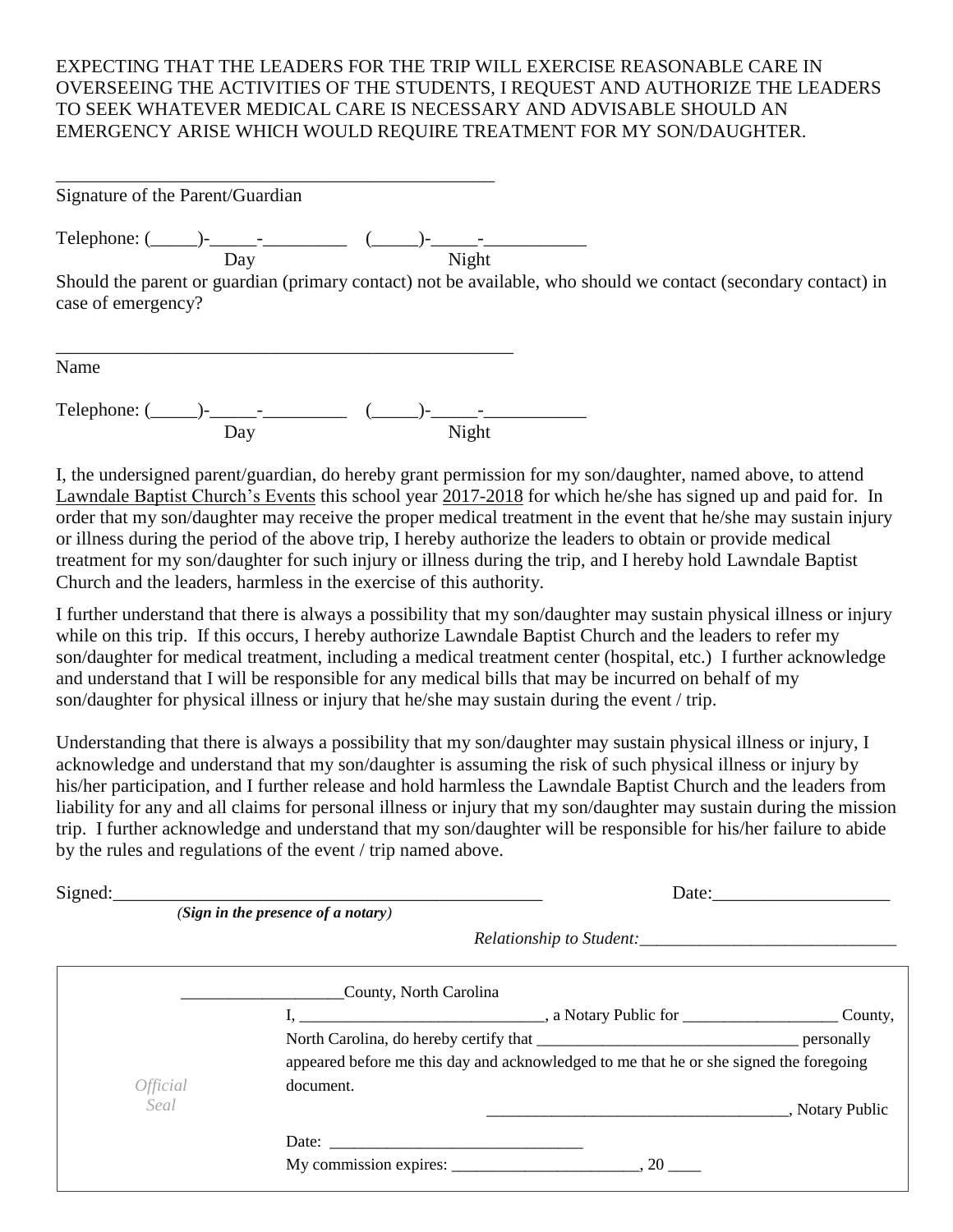EXPECTING THAT THE LEADERS FOR THE TRIP WILL EXERCISE REASONABLE CARE IN OVERSEEING THE ACTIVITIES OF THE STUDENTS, I REQUEST AND AUTHORIZE THE LEADERS TO SEEK WHATEVER MEDICAL CARE IS NECESSARY AND ADVISABLE SHOULD AN EMERGENCY ARISE WHICH WOULD REQUIRE TREATMENT FOR MY SON/DAUGHTER.

_______________________________________________

Signature of the Parent/Guardian

Telephone: (_____)-_____-_________ (_____)-_____-___________
Day Night

Should the parent or guardian (primary contact) not be available, who should we contact (secondary contact) in case of emergency?

_______________________________________________

Name

Telephone: (_____)-_____-_________ (_____)-_____-___________
Day Night

I, the undersigned parent/guardian, do hereby grant permission for my son/daughter, named above, to attend Lawndale Baptist Church's Events this school year 2017-2018 for which he/she has signed up and paid for. In order that my son/daughter may receive the proper medical treatment in the event that he/she may sustain injury or illness during the period of the above trip, I hereby authorize the leaders to obtain or provide medical treatment for my son/daughter for such injury or illness during the trip, and I hereby hold Lawndale Baptist Church and the leaders, harmless in the exercise of this authority.

I further understand that there is always a possibility that my son/daughter may sustain physical illness or injury while on this trip. If this occurs, I hereby authorize Lawndale Baptist Church and the leaders to refer my son/daughter for medical treatment, including a medical treatment center (hospital, etc.) I further acknowledge and understand that I will be responsible for any medical bills that may be incurred on behalf of my son/daughter for physical illness or injury that he/she may sustain during the event / trip.

Understanding that there is always a possibility that my son/daughter may sustain physical illness or injury, I acknowledge and understand that my son/daughter is assuming the risk of such physical illness or injury by his/her participation, and I further release and hold harmless the Lawndale Baptist Church and the leaders from liability for any and all claims for personal illness or injury that my son/daughter may sustain during the mission trip. I further acknowledge and understand that my son/daughter will be responsible for his/her failure to abide by the rules and regulations of the event / trip named above.

Signed:_______________________________________________ Date:___________________

*(**Sign in the presence of a notary**)*

*Relationship to Student:*______________________________

___________________County, North Carolina

I, ______________________________, a Notary Public for ___________________ County, North Carolina, do hereby certify that ________________________________ personally appeared before me this day and acknowledged to me that he or she signed the foregoing document.

*Official Seal*

____________________________________, Notary Public

Date: ______________________________

My commission expires: _______________________, 20 ____